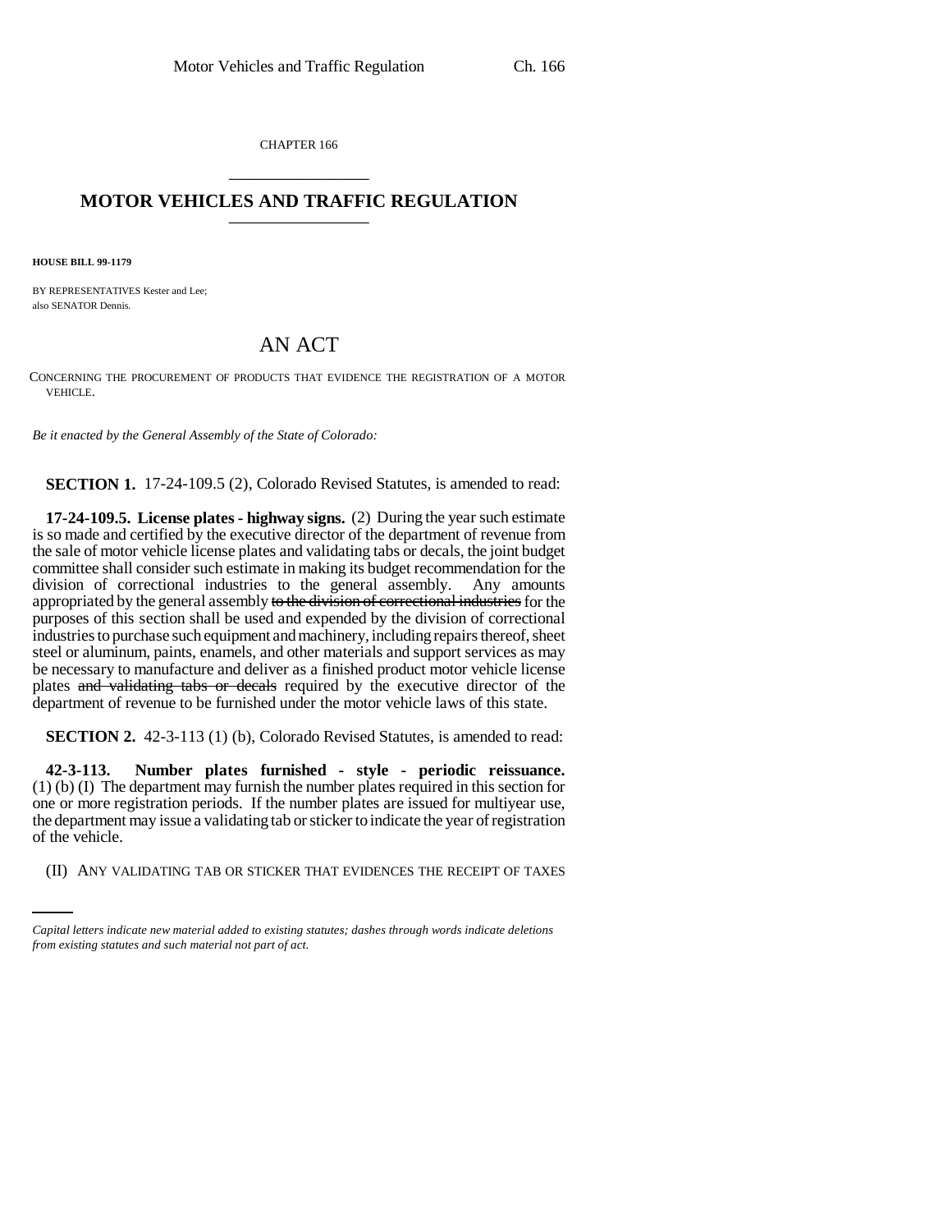CHAPTER 166

# MOTOR VEHICLES AND TRAFFIC REGULATION

**HOUSE BILL 99-1179**

BY REPRESENTATIVES Kester and Lee;
also SENATOR Dennis.

## AN ACT

CONCERNING THE PROCUREMENT OF PRODUCTS THAT EVIDENCE THE REGISTRATION OF A MOTOR VEHICLE.

*Be it enacted by the General Assembly of the State of Colorado:*

**SECTION 1.** 17-24-109.5 (2), Colorado Revised Statutes, is amended to read:

**17-24-109.5. License plates - highway signs.** (2) During the year such estimate is so made and certified by the executive director of the department of revenue from the sale of motor vehicle license plates and validating tabs or decals, the joint budget committee shall consider such estimate in making its budget recommendation for the division of correctional industries to the general assembly. Any amounts appropriated by the general assembly ~~to the division of correctional industries~~ for the purposes of this section shall be used and expended by the division of correctional industries to purchase such equipment and machinery, including repairs thereof, sheet steel or aluminum, paints, enamels, and other materials and support services as may be necessary to manufacture and deliver as a finished product motor vehicle license plates ~~and validating tabs or decals~~ required by the executive director of the department of revenue to be furnished under the motor vehicle laws of this state.

**SECTION 2.** 42-3-113 (1) (b), Colorado Revised Statutes, is amended to read:

**42-3-113. Number plates furnished - style - periodic reissuance.** (1) (b) (I) The department may furnish the number plates required in this section for one or more registration periods. If the number plates are issued for multiyear use, the department may issue a validating tab or sticker to indicate the year of registration of the vehicle.

(II) ANY VALIDATING TAB OR STICKER THAT EVIDENCES THE RECEIPT OF TAXES

*Capital letters indicate new material added to existing statutes; dashes through words indicate deletions from existing statutes and such material not part of act.*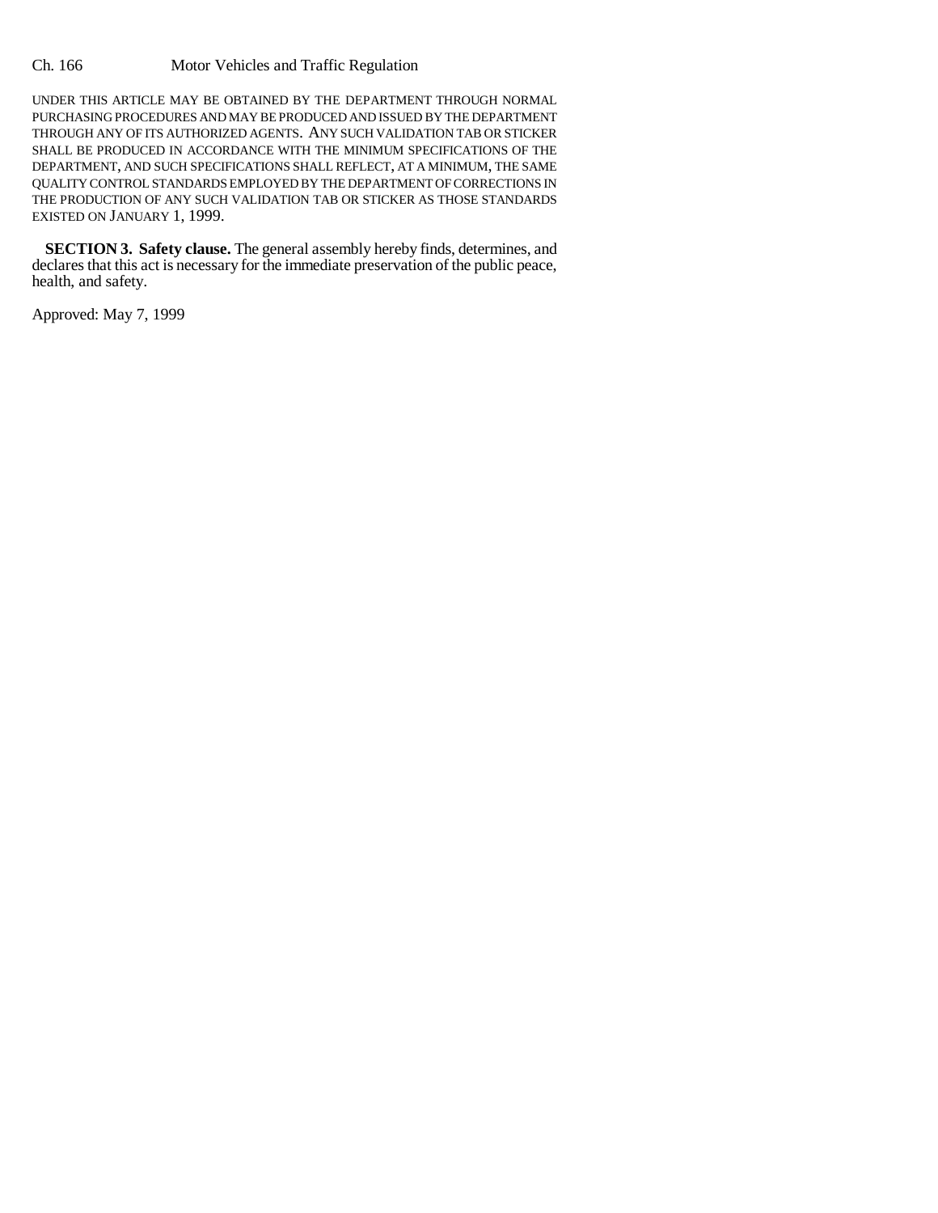UNDER THIS ARTICLE MAY BE OBTAINED BY THE DEPARTMENT THROUGH NORMAL PURCHASING PROCEDURES AND MAY BE PRODUCED AND ISSUED BY THE DEPARTMENT THROUGH ANY OF ITS AUTHORIZED AGENTS. ANY SUCH VALIDATION TAB OR STICKER SHALL BE PRODUCED IN ACCORDANCE WITH THE MINIMUM SPECIFICATIONS OF THE DEPARTMENT, AND SUCH SPECIFICATIONS SHALL REFLECT, AT A MINIMUM, THE SAME QUALITY CONTROL STANDARDS EMPLOYED BY THE DEPARTMENT OF CORRECTIONS IN THE PRODUCTION OF ANY SUCH VALIDATION TAB OR STICKER AS THOSE STANDARDS EXISTED ON JANUARY 1, 1999.

**SECTION 3. Safety clause.** The general assembly hereby finds, determines, and declares that this act is necessary for the immediate preservation of the public peace, health, and safety.

Approved: May 7, 1999